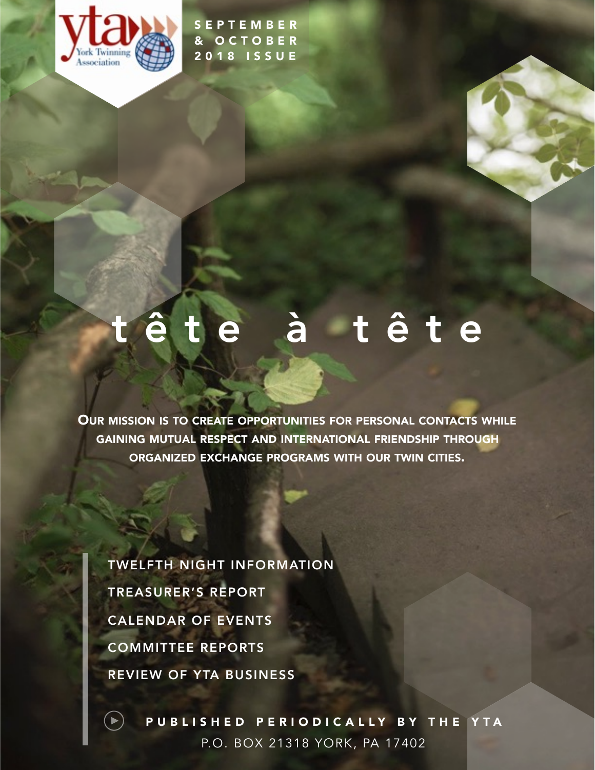yta York Twinning Association

SEPTEMBER & OCTOBER 2018 ISSUE

# tête à tête

**Our mission is to create opportunities for personal contacts while gaining mutual respect and international friendship through organized exchange programs with our twin cities.**

- TWELFTH NIGHT INFORMATION
- TREASURER'S REPORT
- CALENDAR OF EVENTS
- COMMITTEE REPORTS
- REVIEW OF YTA BUSINESS

PUBLISHED PERIODICALLY BY THE YTA
P.O. BOX 21318 YORK, PA 17402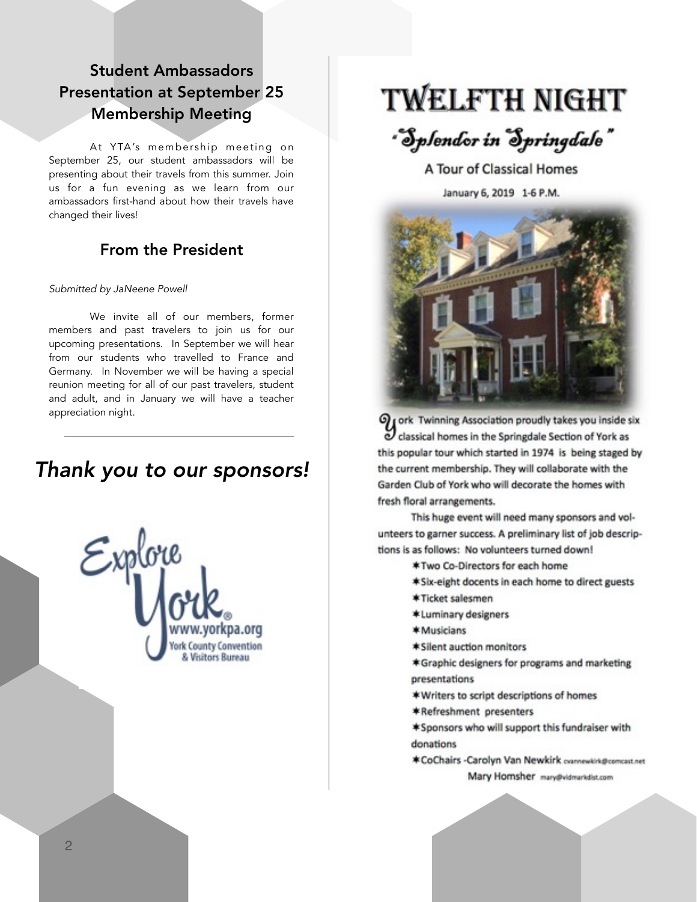## Student Ambassadors Presentation at September 25 Membership Meeting

At YTA's membership meeting on September 25, our student ambassadors will be presenting about their travels from this summer. Join us for a fun evening as we learn from our ambassadors first-hand about how their travels have changed their lives!

## From the President

*Submitted by JaNeene Powell*

We invite all of our members, former members and past travelers to join us for our upcoming presentations. In September we will hear from our students who travelled to France and Germany. In November we will be having a special reunion meeting for all of our past travelers, student and adult, and in January we will have a teacher appreciation night.

---

## *Thank you to our sponsors!*

Explore York®
www.yorkpa.org
York County Convention & Visitors Bureau

# TWELFTH NIGHT

## "Splendor in Springdale"

### A Tour of Classical Homes

January 6, 2019 1-6 P.M.

York Twinning Association proudly takes you inside six classical homes in the Springdale Section of York as this popular tour which started in 1974 is being staged by the current membership. They will collaborate with the Garden Club of York who will decorate the homes with fresh floral arrangements.

This huge event will need many sponsors and volunteers to garner success. A preliminary list of job descriptions is as follows: No volunteers turned down!

- Two Co-Directors for each home
- Six-eight docents in each home to direct guests
- Ticket salesmen
- Luminary designers
- Musicians
- Silent auction monitors
- Graphic designers for programs and marketing presentations
- Writers to script descriptions of homes
- Refreshment presenters
- Sponsors who will support this fundraiser with donations
- CoChairs -Carolyn Van Newkirk cvannewkirk@comcast.net
  Mary Homsher mary@vidmarkdist.com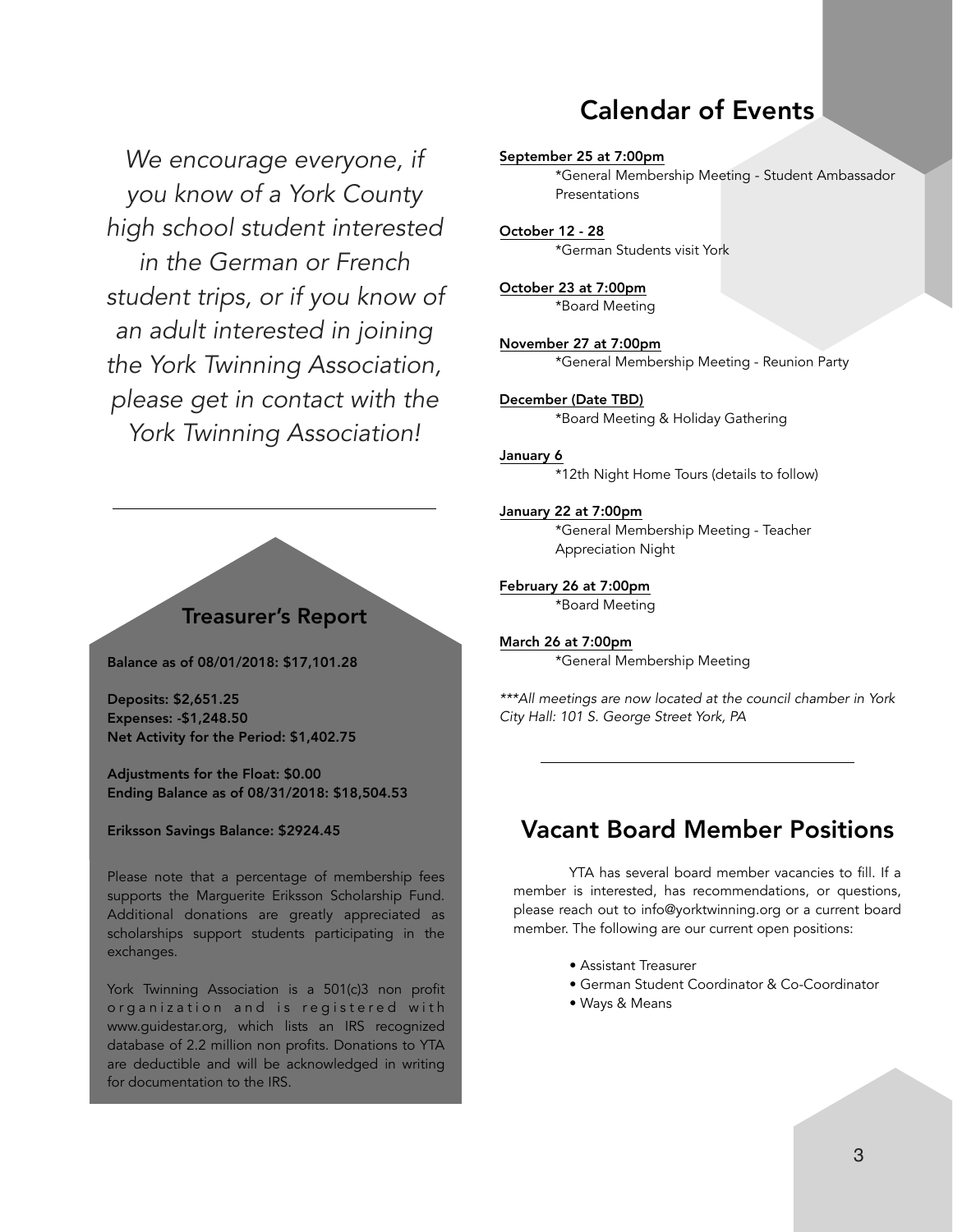*We encourage everyone, if you know of a York County high school student interested in the German or French student trips, or if you know of an adult interested in joining the York Twinning Association, please get in contact with the York Twinning Association!*

---

## Treasurer's Report

**Balance as of 08/01/2018: $17,101.28**

**Deposits: $2,651.25**
**Expenses: -$1,248.50**
**Net Activity for the Period: $1,402.75**

**Adjustments for the Float: $0.00**
**Ending Balance as of 08/31/2018: $18,504.53**

**Eriksson Savings Balance: $2924.45**

Please note that a percentage of membership fees supports the Marguerite Eriksson Scholarship Fund. Additional donations are greatly appreciated as scholarships support students participating in the exchanges.

York Twinning Association is a 501(c)3 non profit organization and is registered with www.guidestar.org, which lists an IRS recognized database of 2.2 million non profits. Donations to YTA are deductible and will be acknowledged in writing for documentation to the IRS.

## Calendar of Events

**September 25 at 7:00pm**
*General Membership Meeting - Student Ambassador Presentations

**October 12 - 28**
*German Students visit York

**October 23 at 7:00pm**
*Board Meeting

**November 27 at 7:00pm**
*General Membership Meeting - Reunion Party

**December (Date TBD)**
*Board Meeting & Holiday Gathering

**January 6**
*12th Night Home Tours (details to follow)

**January 22 at 7:00pm**
*General Membership Meeting - Teacher Appreciation Night

**February 26 at 7:00pm**
*Board Meeting

**March 26 at 7:00pm**
*General Membership Meeting

*\*\*\*All meetings are now located at the council chamber in York City Hall: 101 S. George Street York, PA*

---

## Vacant Board Member Positions

YTA has several board member vacancies to fill. If a member is interested, has recommendations, or questions, please reach out to info@yorktwinning.org or a current board member. The following are our current open positions:

- Assistant Treasurer
- German Student Coordinator & Co-Coordinator
- Ways & Means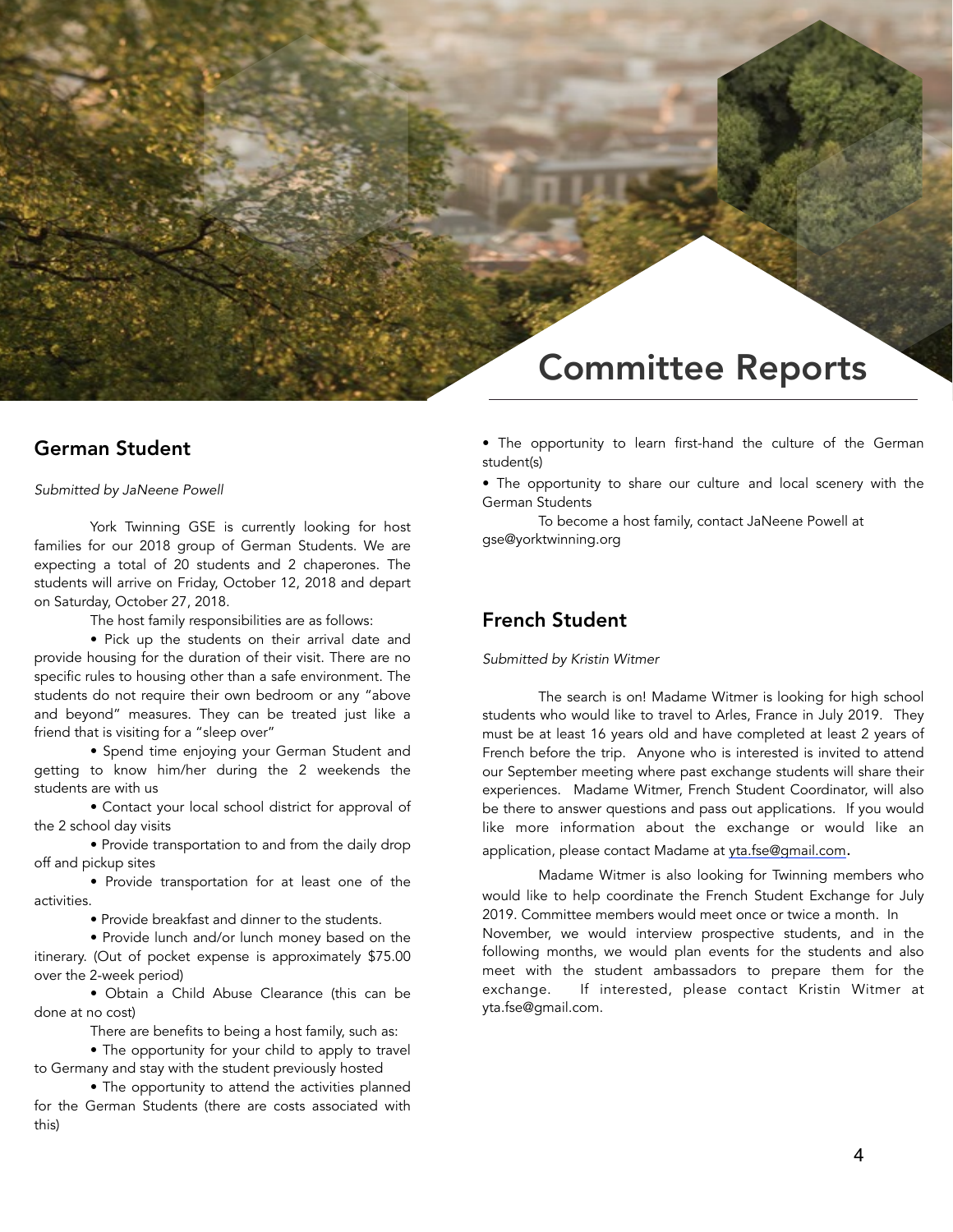# Committee Reports

## German Student

*Submitted by JaNeene Powell*

York Twinning GSE is currently looking for host families for our 2018 group of German Students. We are expecting a total of 20 students and 2 chaperones. The students will arrive on Friday, October 12, 2018 and depart on Saturday, October 27, 2018.

The host family responsibilities are as follows:

- Pick up the students on their arrival date and provide housing for the duration of their visit. There are no specific rules to housing other than a safe environment. The students do not require their own bedroom or any "above and beyond" measures. They can be treated just like a friend that is visiting for a "sleep over"
- Spend time enjoying your German Student and getting to know him/her during the 2 weekends the students are with us
- Contact your local school district for approval of the 2 school day visits
- Provide transportation to and from the daily drop off and pickup sites
- Provide transportation for at least one of the activities.
- Provide breakfast and dinner to the students.
- Provide lunch and/or lunch money based on the itinerary. (Out of pocket expense is approximately $75.00 over the 2-week period)
- Obtain a Child Abuse Clearance (this can be done at no cost)

There are benefits to being a host family, such as:

- The opportunity for your child to apply to travel to Germany and stay with the student previously hosted
- The opportunity to attend the activities planned for the German Students (there are costs associated with this)
- The opportunity to learn first-hand the culture of the German student(s)
- The opportunity to share our culture and local scenery with the German Students

To become a host family, contact JaNeene Powell at gse@yorktwinning.org

## French Student

*Submitted by Kristin Witmer*

The search is on! Madame Witmer is looking for high school students who would like to travel to Arles, France in July 2019. They must be at least 16 years old and have completed at least 2 years of French before the trip. Anyone who is interested is invited to attend our September meeting where past exchange students will share their experiences. Madame Witmer, French Student Coordinator, will also be there to answer questions and pass out applications. If you would like more information about the exchange or would like an application, please contact Madame at yta.fse@gmail.com.

Madame Witmer is also looking for Twinning members who would like to help coordinate the French Student Exchange for July 2019. Committee members would meet once or twice a month. In November, we would interview prospective students, and in the following months, we would plan events for the students and also meet with the student ambassadors to prepare them for the exchange. If interested, please contact Kristin Witmer at yta.fse@gmail.com.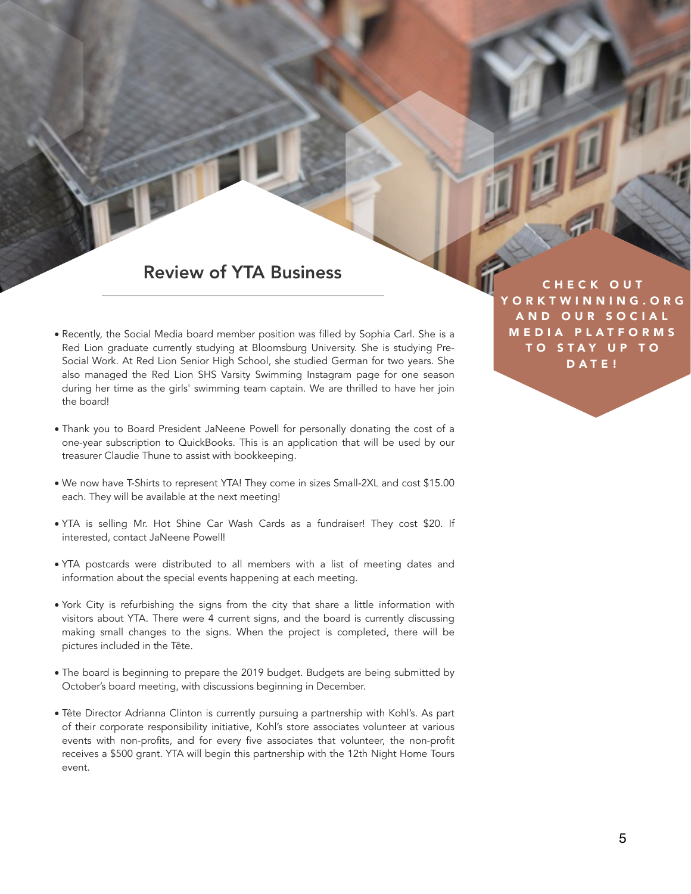## Review of YTA Business

- Recently, the Social Media board member position was filled by Sophia Carl. She is a Red Lion graduate currently studying at Bloomsburg University. She is studying Pre-Social Work. At Red Lion Senior High School, she studied German for two years. She also managed the Red Lion SHS Varsity Swimming Instagram page for one season during her time as the girls' swimming team captain. We are thrilled to have her join the board!
- Thank you to Board President JaNeene Powell for personally donating the cost of a one-year subscription to QuickBooks. This is an application that will be used by our treasurer Claudie Thune to assist with bookkeeping.
- We now have T-Shirts to represent YTA! They come in sizes Small-2XL and cost $15.00 each. They will be available at the next meeting!
- YTA is selling Mr. Hot Shine Car Wash Cards as a fundraiser! They cost $20. If interested, contact JaNeene Powell!
- YTA postcards were distributed to all members with a list of meeting dates and information about the special events happening at each meeting.
- York City is refurbishing the signs from the city that share a little information with visitors about YTA. There were 4 current signs, and the board is currently discussing making small changes to the signs. When the project is completed, there will be pictures included in the Tête.
- The board is beginning to prepare the 2019 budget. Budgets are being submitted by October's board meeting, with discussions beginning in December.
- Tête Director Adrianna Clinton is currently pursuing a partnership with Kohl's. As part of their corporate responsibility initiative, Kohl's store associates volunteer at various events with non-profits, and for every five associates that volunteer, the non-profit receives a $500 grant. YTA will begin this partnership with the 12th Night Home Tours event.

**CHECK OUT YORKTWINNING.ORG AND OUR SOCIAL MEDIA PLATFORMS TO STAY UP TO DATE!**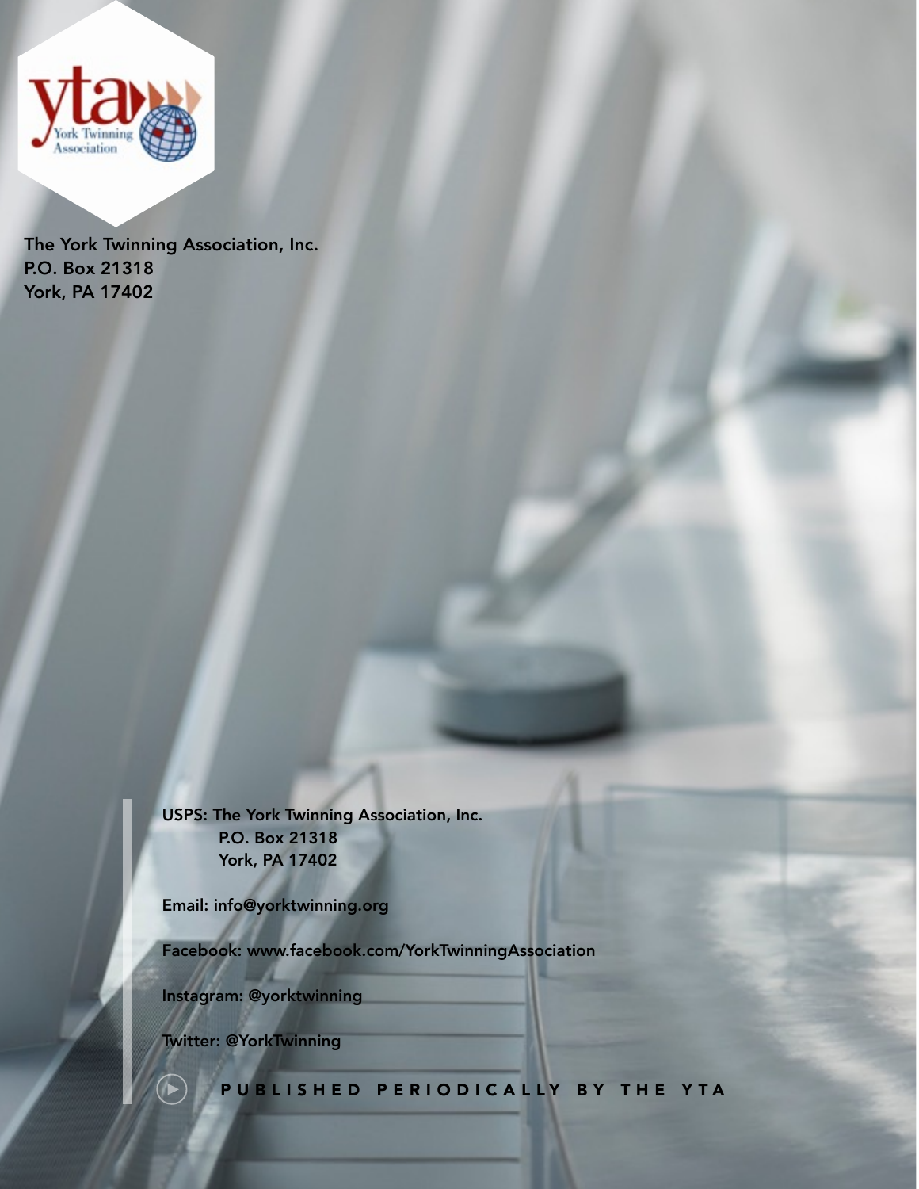The York Twinning Association, Inc.
P.O. Box 21318
York, PA 17402

USPS: The York Twinning Association, Inc.
P.O. Box 21318
York, PA 17402

Email: info@yorktwinning.org

Facebook: www.facebook.com/YorkTwinningAssociation

Instagram: @yorktwinning

Twitter: @YorkTwinning

PUBLISHED PERIODICALLY BY THE YTA